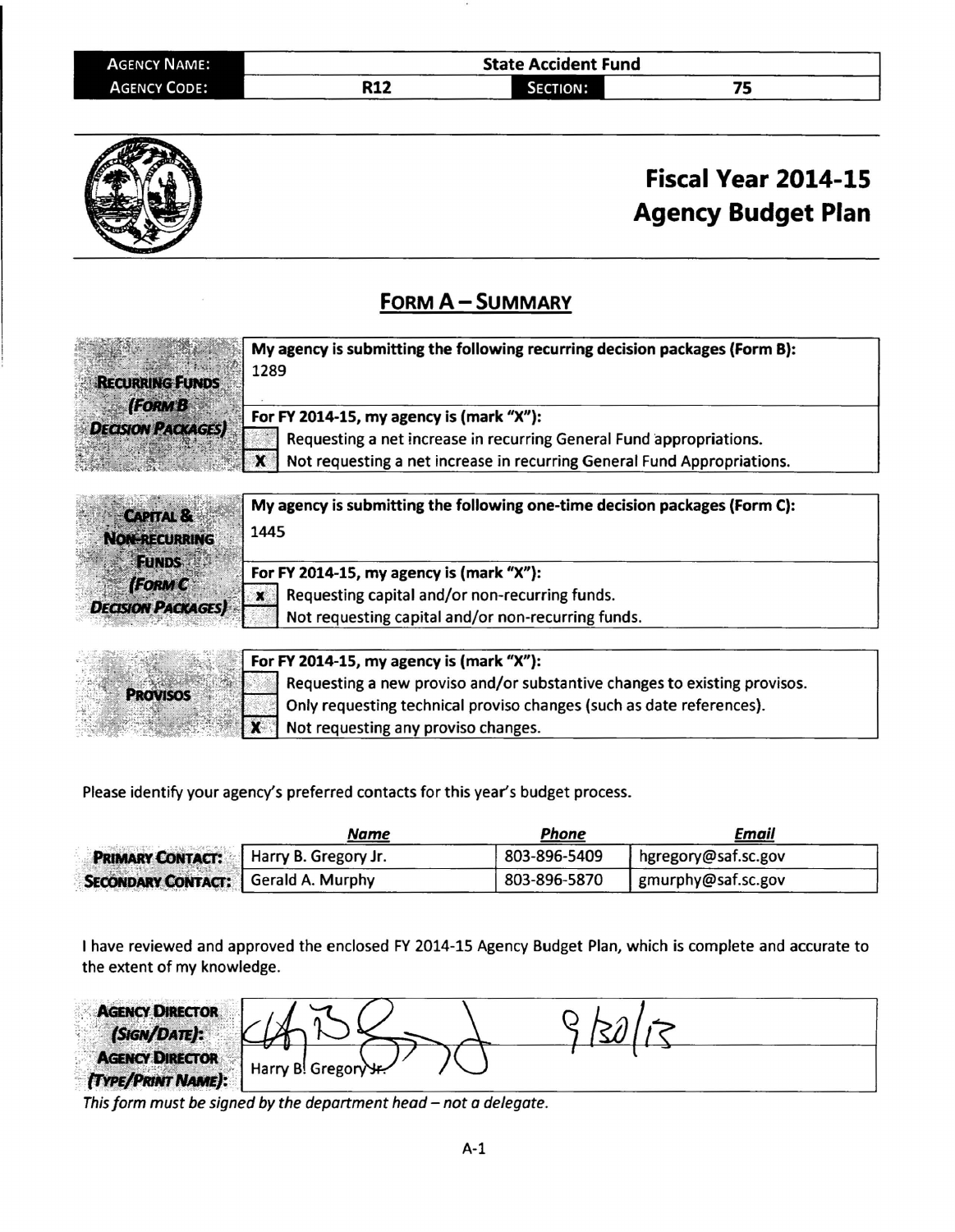| AGENCY NAME: | State Accident Fund | | |
|---|---|---|---|
| AGENCY CODE: | R12 | SECTION: | 75 |

# Fiscal Year 2014-15 Agency Budget Plan

## FORM A – SUMMARY

| | | |
|---|---|---|
| **RECURRING FUNDS (FORM B DECISION PACKAGES)** | **My agency is submitting the following recurring decision packages (Form B):** 1289 | |
| | **For FY 2014-15, my agency is (mark "X"):** | |
| | | Requesting a net increase in recurring General Fund appropriations. |
| | X | Not requesting a net increase in recurring General Fund Appropriations. |

| | | |
|---|---|---|
| **CAPITAL & NON-RECURRING FUNDS (FORM C DECISION PACKAGES)** | **My agency is submitting the following one-time decision packages (Form C):** 1445 | |
| | **For FY 2014-15, my agency is (mark "X"):** | |
| | x | Requesting capital and/or non-recurring funds. |
| | | Not requesting capital and/or non-recurring funds. |

| | | |
|---|---|---|
| **PROVISOS** | **For FY 2014-15, my agency is (mark "X"):** | |
| | | Requesting a new proviso and/or substantive changes to existing provisos. |
| | | Only requesting technical proviso changes (such as date references). |
| | X | Not requesting any proviso changes. |

Please identify your agency's preferred contacts for this year's budget process.

| | *Name* | *Phone* | *Email* |
|---|---|---|---|
| **PRIMARY CONTACT:** | Harry B. Gregory Jr. | 803-896-5409 | hgregory@saf.sc.gov |
| **SECONDARY CONTACT:** | Gerald A. Murphy | 803-896-5870 | gmurphy@saf.sc.gov |

I have reviewed and approved the enclosed FY 2014-15 Agency Budget Plan, which is complete and accurate to the extent of my knowledge.

| | |
|---|---|
| **AGENCY DIRECTOR (SIGN/DATE):** | [Signature] 9/30/13 |
| **AGENCY DIRECTOR (TYPE/PRINT NAME):** | Harry B. Gregory Jr. |

*This form must be signed by the department head – not a delegate.*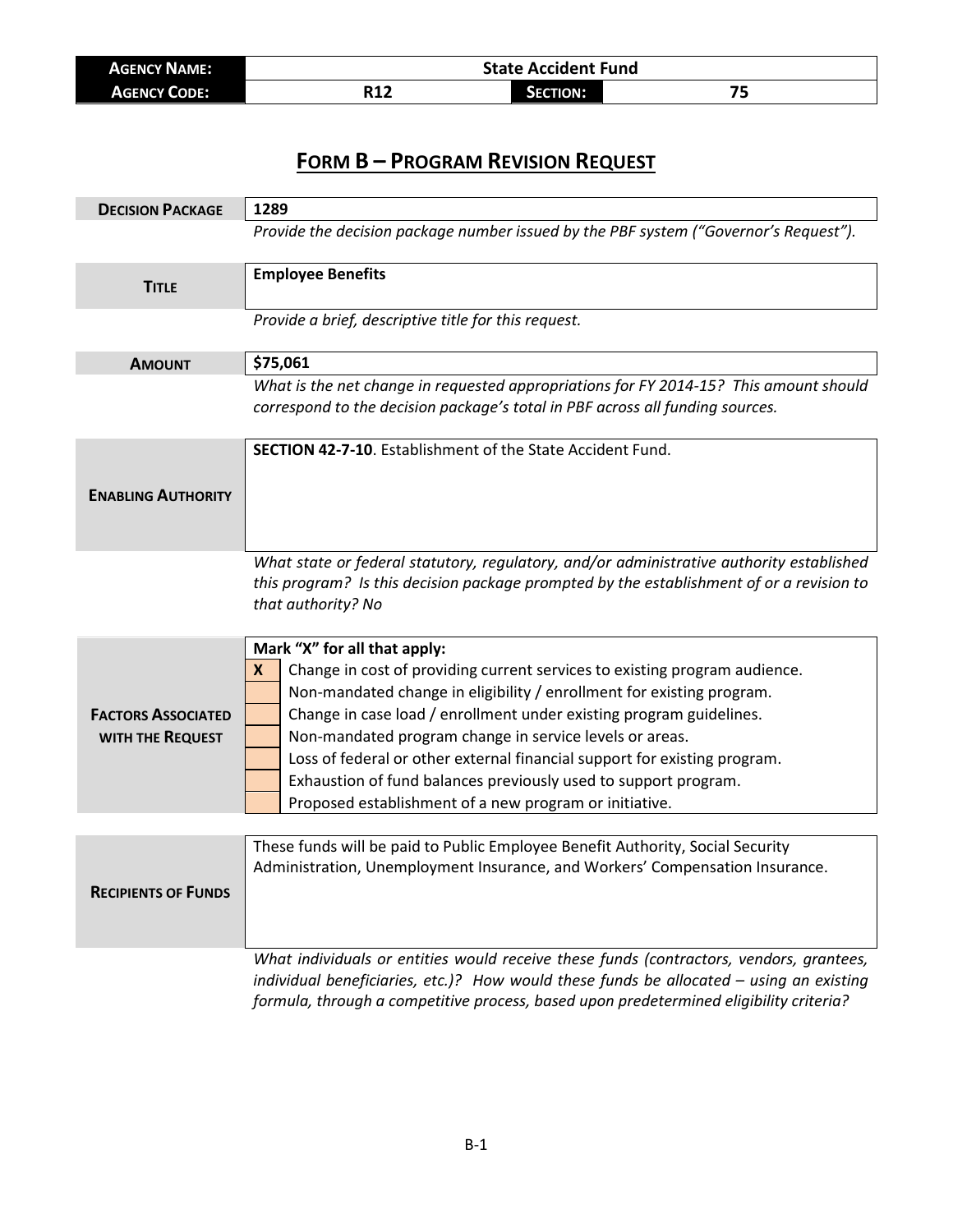| **Agency Name:** | State Accident Fund | | |
| --- | --- | --- | --- |
| **Agency Code:** | R12 | **Section:** | 75 |

# **Form B – Program Revision Request**

| | |
| --- | --- |
| **Decision Package** | 1289 |
| | *Provide the decision package number issued by the PBF system ("Governor's Request").* |
| **Title** | **Employee Benefits** |
| | *Provide a brief, descriptive title for this request.* |
| **Amount** | **$75,061** |
| | *What is the net change in requested appropriations for FY 2014-15? This amount should correspond to the decision package's total in PBF across all funding sources.* |
| **Enabling Authority** | **SECTION 42-7-10**. Establishment of the State Accident Fund. |
| | *What state or federal statutory, regulatory, and/or administrative authority established this program? Is this decision package prompted by the establishment of or a revision to that authority?* No |

**Factors Associated with the Request**

**Mark "X" for all that apply:**

| | |
| --- | --- |
| X | Change in cost of providing current services to existing program audience. |
| | Non-mandated change in eligibility / enrollment for existing program. |
| | Change in case load / enrollment under existing program guidelines. |
| | Non-mandated program change in service levels or areas. |
| | Loss of federal or other external financial support for existing program. |
| | Exhaustion of fund balances previously used to support program. |
| | Proposed establishment of a new program or initiative. |

| | |
| --- | --- |
| **Recipients of Funds** | These funds will be paid to Public Employee Benefit Authority, Social Security Administration, Unemployment Insurance, and Workers' Compensation Insurance. |
| | *What individuals or entities would receive these funds (contractors, vendors, grantees, individual beneficiaries, etc.)? How would these funds be allocated – using an existing formula, through a competitive process, based upon predetermined eligibility criteria?* |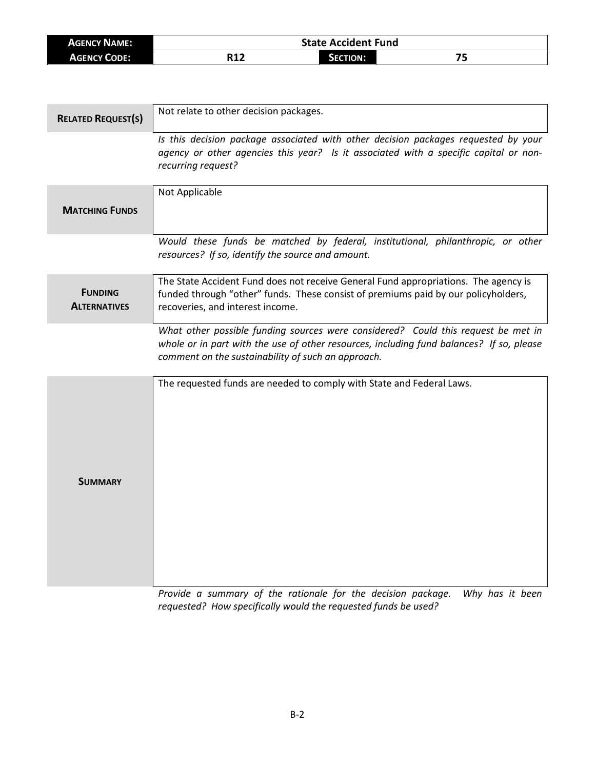| **AGENCY NAME:** | State Accident Fund | | |
|---|---|---|---|
| **AGENCY CODE:** | R12 | **SECTION:** | 75 |

| | |
|---|---|
| **RELATED REQUEST(S)** | Not relate to other decision packages. |
| | *Is this decision package associated with other decision packages requested by your agency or other agencies this year? Is it associated with a specific capital or non-recurring request?* |
| **MATCHING FUNDS** | Not Applicable |
| | *Would these funds be matched by federal, institutional, philanthropic, or other resources? If so, identify the source and amount.* |
| **FUNDING ALTERNATIVES** | The State Accident Fund does not receive General Fund appropriations. The agency is funded through "other" funds. These consist of premiums paid by our policyholders, recoveries, and interest income. |
| | *What other possible funding sources were considered? Could this request be met in whole or in part with the use of other resources, including fund balances? If so, please comment on the sustainability of such an approach.* |
| **SUMMARY** | The requested funds are needed to comply with State and Federal Laws. |
| | *Provide a summary of the rationale for the decision package. Why has it been requested? How specifically would the requested funds be used?* |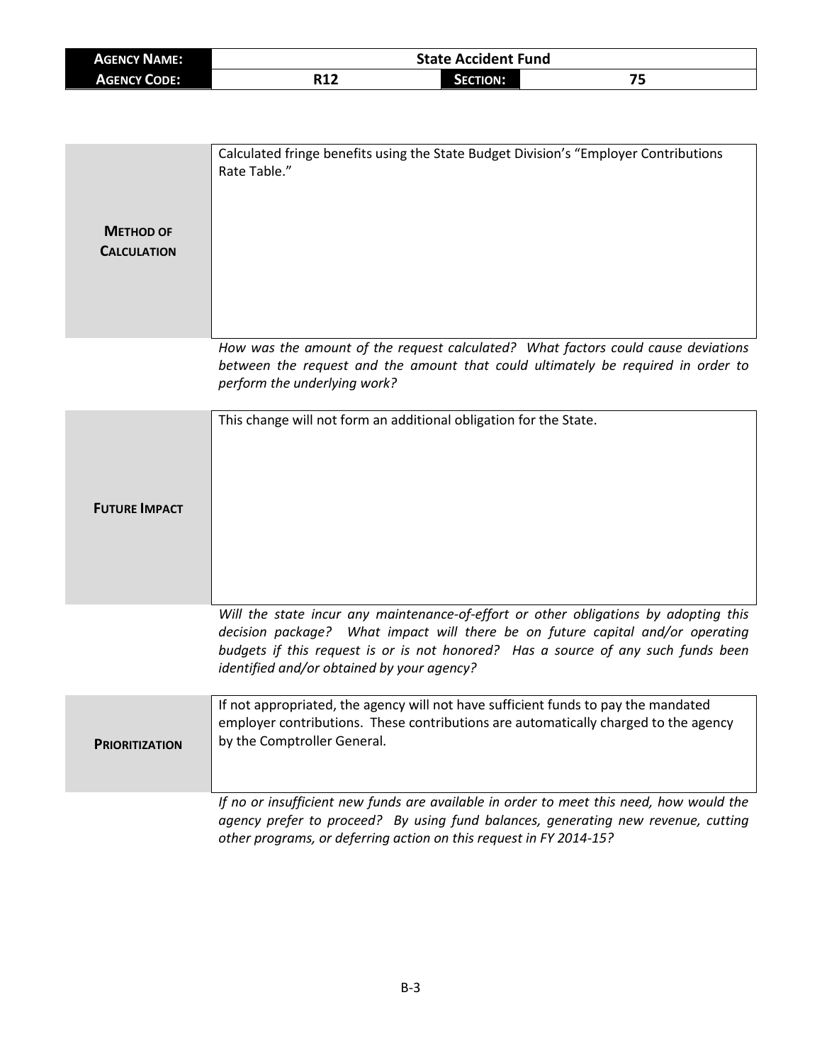| **Agency Name:** | State Accident Fund | | |
|---|---|---|---|
| **Agency Code:** | R12 | **Section:** | 75 |

| | |
|---|---|
| **Method of Calculation** | Calculated fringe benefits using the State Budget Division's "Employer Contributions Rate Table." |
| | *How was the amount of the request calculated? What factors could cause deviations between the request and the amount that could ultimately be required in order to perform the underlying work?* |
| **Future Impact** | This change will not form an additional obligation for the State. |
| | *Will the state incur any maintenance-of-effort or other obligations by adopting this decision package? What impact will there be on future capital and/or operating budgets if this request is or is not honored? Has a source of any such funds been identified and/or obtained by your agency?* |
| **Prioritization** | If not appropriated, the agency will not have sufficient funds to pay the mandated employer contributions. These contributions are automatically charged to the agency by the Comptroller General. |
| | *If no or insufficient new funds are available in order to meet this need, how would the agency prefer to proceed? By using fund balances, generating new revenue, cutting other programs, or deferring action on this request in FY 2014-15?* |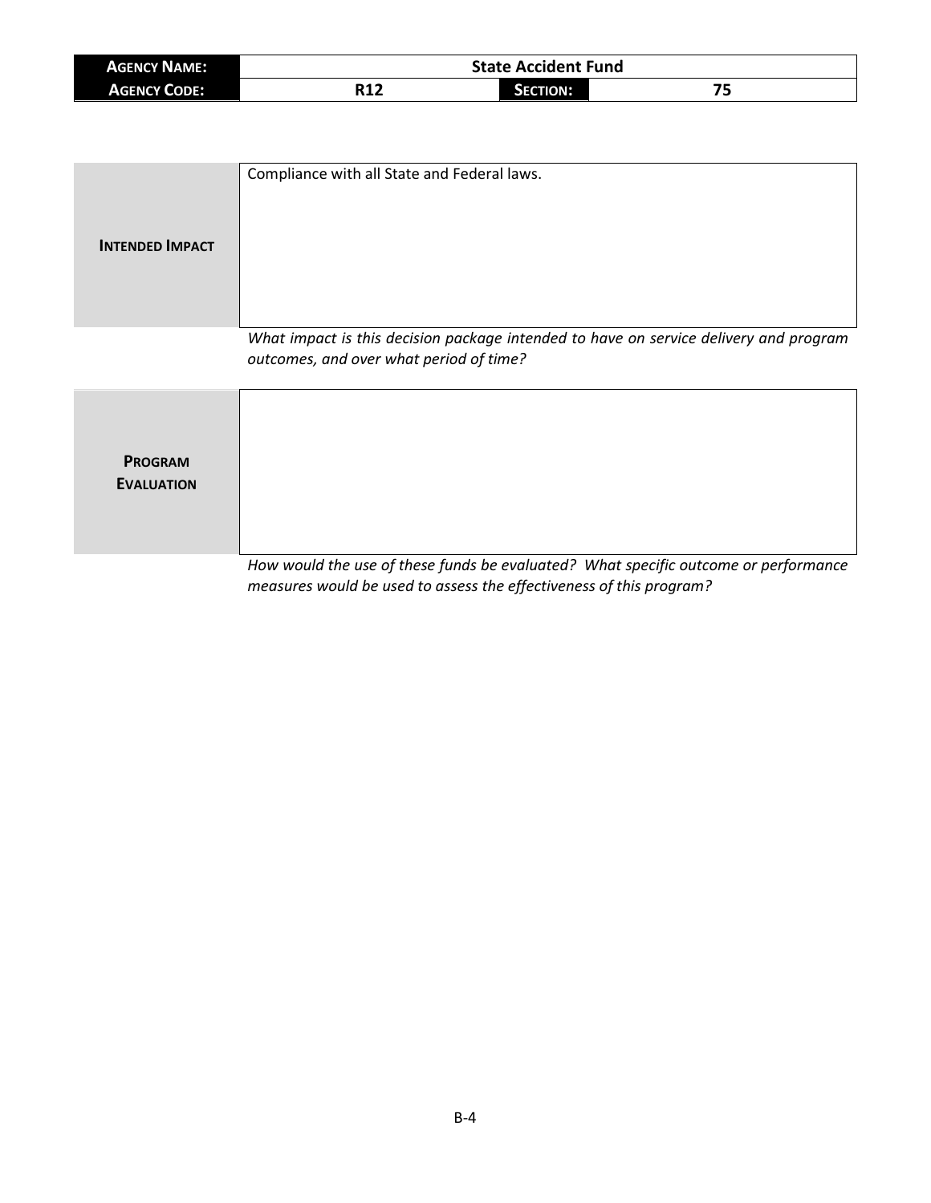| **AGENCY NAME:** | State Accident Fund | | |
|---|---|---|---|
| **AGENCY CODE:** | R12 | **SECTION:** | 75 |

| | |
|---|---|
| **INTENDED IMPACT** | Compliance with all State and Federal laws. |

*What impact is this decision package intended to have on service delivery and program outcomes, and over what period of time?*

| | |
|---|---|
| **PROGRAM EVALUATION** | |

*How would the use of these funds be evaluated? What specific outcome or performance measures would be used to assess the effectiveness of this program?*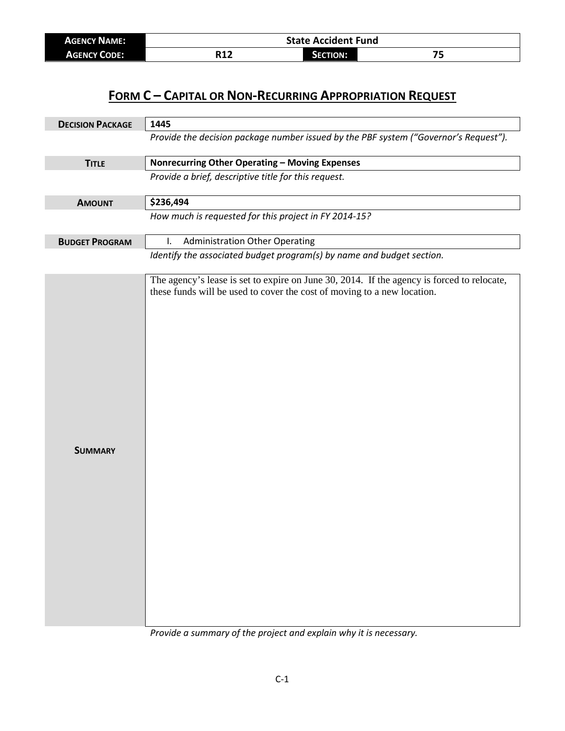| **Agency Name:** | **State Accident Fund** | | |
|---|---|---|---|
| **Agency Code:** | **R12** | **Section:** | **75** |

# Form C – Capital or Non-Recurring Appropriation Request

| | |
|---|---|
| **Decision Package** | **1445** |
| | *Provide the decision package number issued by the PBF system ("Governor's Request").* |
| **Title** | **Nonrecurring Other Operating – Moving Expenses** |
| | *Provide a brief, descriptive title for this request.* |
| **Amount** | **$236,494** |
| | *How much is requested for this project in FY 2014-15?* |
| **Budget Program** | I. Administration Other Operating |
| | *Identify the associated budget program(s) by name and budget section.* |
| **Summary** | The agency's lease is set to expire on June 30, 2014. If the agency is forced to relocate, these funds will be used to cover the cost of moving to a new location. |
| | *Provide a summary of the project and explain why it is necessary.* |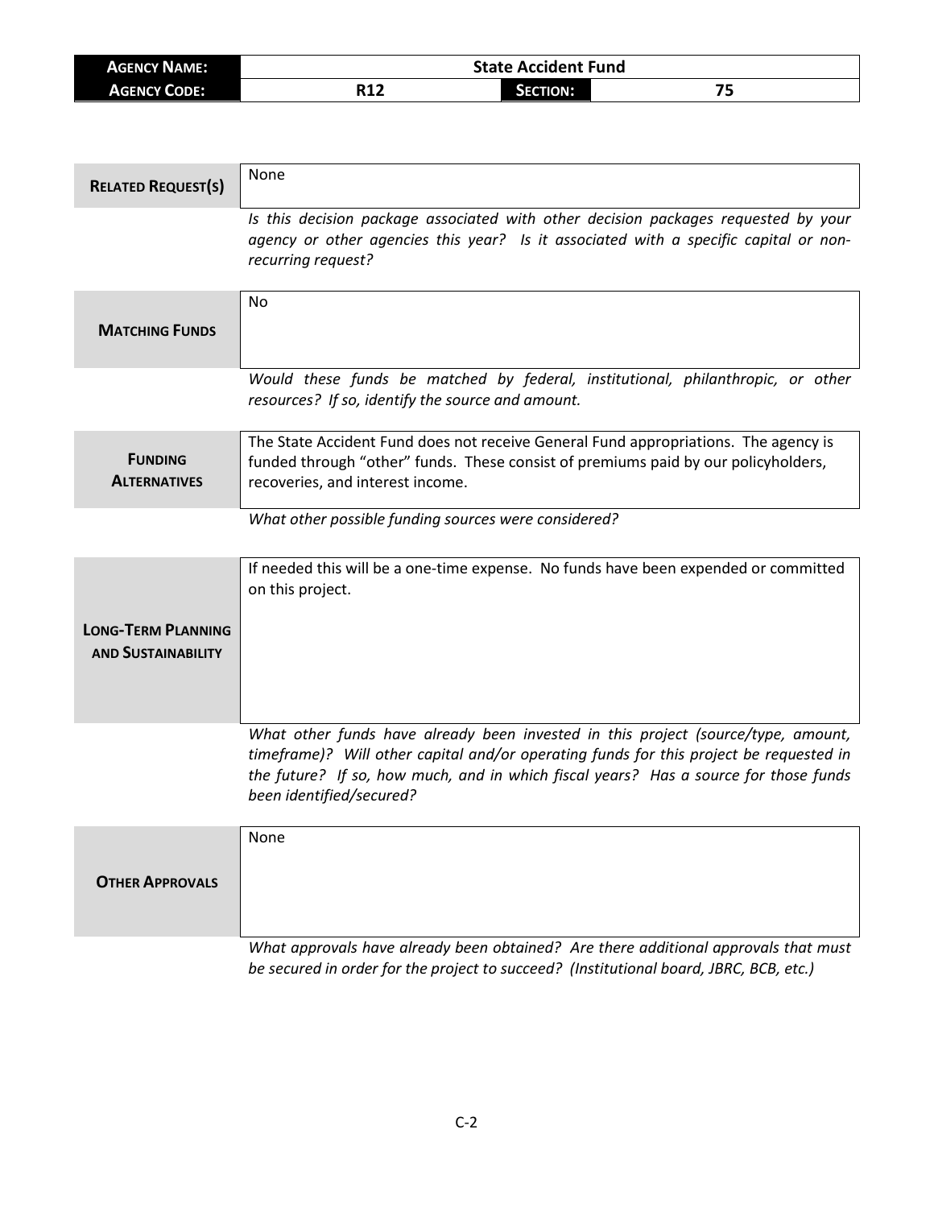| | | | |
|---|---|---|---|
| **AGENCY NAME:** | State Accident Fund | | |
| **AGENCY CODE:** | R12 | **SECTION:** | 75 |

| | |
|---|---|
| **RELATED REQUEST(S)** | None |
| | *Is this decision package associated with other decision packages requested by your agency or other agencies this year? Is it associated with a specific capital or non-recurring request?* |
| **MATCHING FUNDS** | No |
| | *Would these funds be matched by federal, institutional, philanthropic, or other resources? If so, identify the source and amount.* |
| **FUNDING ALTERNATIVES** | The State Accident Fund does not receive General Fund appropriations. The agency is funded through "other" funds. These consist of premiums paid by our policyholders, recoveries, and interest income. |
| | *What other possible funding sources were considered?* |
| **LONG-TERM PLANNING AND SUSTAINABILITY** | If needed this will be a one-time expense. No funds have been expended or committed on this project. |
| | *What other funds have already been invested in this project (source/type, amount, timeframe)? Will other capital and/or operating funds for this project be requested in the future? If so, how much, and in which fiscal years? Has a source for those funds been identified/secured?* |
| **OTHER APPROVALS** | None |
| | *What approvals have already been obtained? Are there additional approvals that must be secured in order for the project to succeed? (Institutional board, JBRC, BCB, etc.)* |